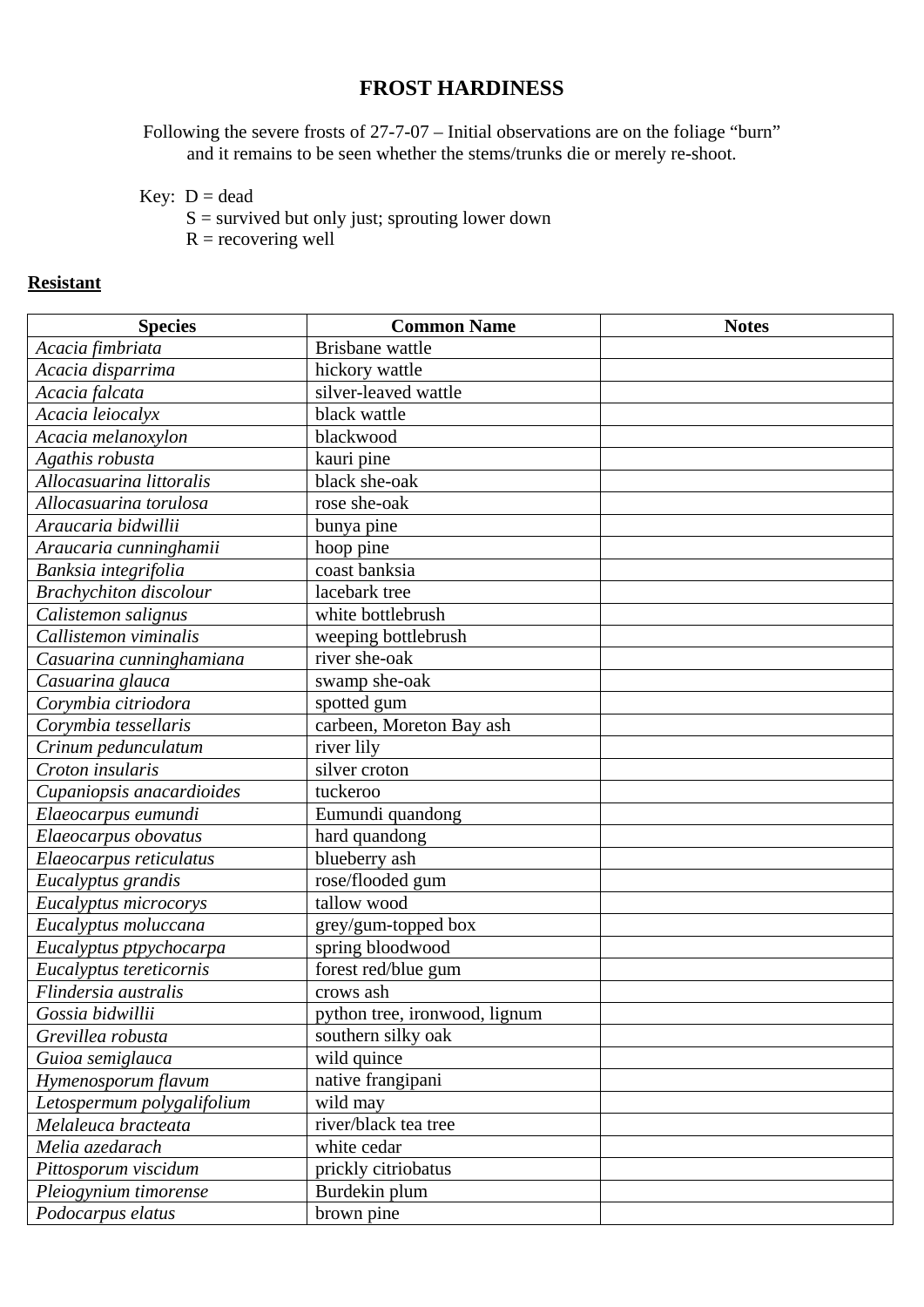# FROST HARDINESS

Following the severe frosts of 27-7-07 – Initial observations are on the foliage "burn" and it remains to be seen whether the stems/trunks die or merely re-shoot.

Key: D = dead
S = survived but only just; sprouting lower down
R = recovering well

**Resistant**

| Species | Common Name | Notes |
|---|---|---|
| *Acacia fimbriata* | Brisbane wattle | |
| *Acacia disparrima* | hickory wattle | |
| *Acacia falcata* | silver-leaved wattle | |
| *Acacia leiocalyx* | black wattle | |
| *Acacia melanoxylon* | blackwood | |
| *Agathis robusta* | kauri pine | |
| *Allocasuarina littoralis* | black she-oak | |
| *Allocasuarina torulosa* | rose she-oak | |
| *Araucaria bidwillii* | bunya pine | |
| *Araucaria cunninghamii* | hoop pine | |
| *Banksia integrifolia* | coast banksia | |
| *Brachychiton discolour* | lacebark tree | |
| *Calistemon salignus* | white bottlebrush | |
| *Callistemon viminalis* | weeping bottlebrush | |
| *Casuarina cunninghamiana* | river she-oak | |
| *Casuarina glauca* | swamp she-oak | |
| *Corymbia citriodora* | spotted gum | |
| *Corymbia tessellaris* | carbeen, Moreton Bay ash | |
| *Crinum pedunculatum* | river lily | |
| *Croton insularis* | silver croton | |
| *Cupaniopsis anacardioides* | tuckeroo | |
| *Elaeocarpus eumundi* | Eumundi quandong | |
| *Elaeocarpus obovatus* | hard quandong | |
| *Elaeocarpus reticulatus* | blueberry ash | |
| *Eucalyptus grandis* | rose/flooded gum | |
| *Eucalyptus microcorys* | tallow wood | |
| *Eucalyptus moluccana* | grey/gum-topped box | |
| *Eucalyptus ptpychocarpa* | spring bloodwood | |
| *Eucalyptus tereticornis* | forest red/blue gum | |
| *Flindersia australis* | crows ash | |
| *Gossia bidwillii* | python tree, ironwood, lignum | |
| *Grevillea robusta* | southern silky oak | |
| *Guioa semiglauca* | wild quince | |
| *Hymenosporum flavum* | native frangipani | |
| *Letospermum polygalifolium* | wild may | |
| *Melaleuca bracteata* | river/black tea tree | |
| *Melia azedarach* | white cedar | |
| *Pittosporum viscidum* | prickly citriobatus | |
| *Pleiogynium timorense* | Burdekin plum | |
| *Podocarpus elatus* | brown pine | |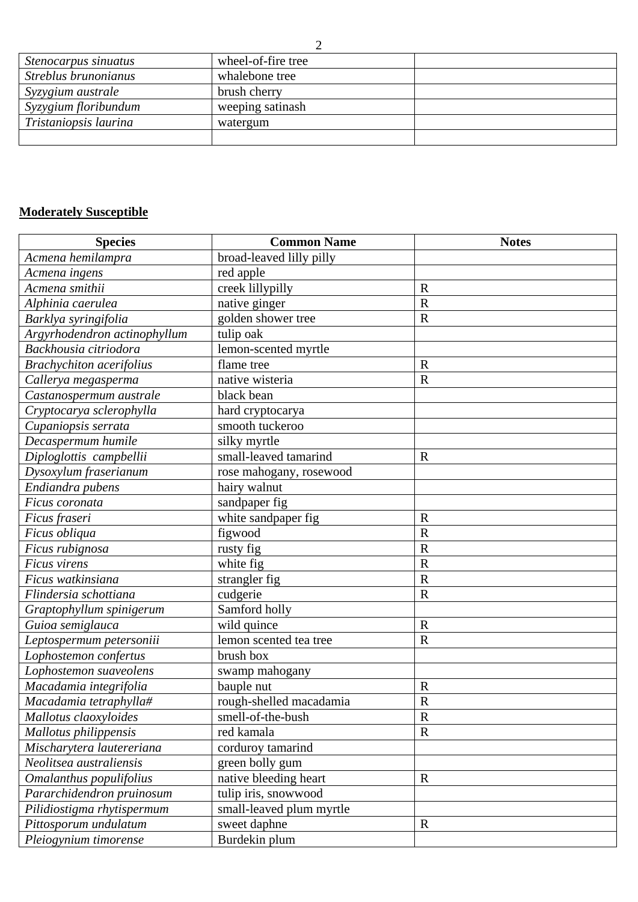| | | |
|---|---|---|
| *Stenocarpus sinuatus* | wheel-of-fire tree | |
| *Streblus brunonianus* | whalebone tree | |
| *Syzygium australe* | brush cherry | |
| *Syzygium floribundum* | weeping satinash | |
| *Tristaniopsis laurina* | watergum | |
| | | |

**Moderately Susceptible**

| Species | Common Name | Notes |
|---|---|---|
| *Acmena hemilampra* | broad-leaved lilly pilly | |
| *Acmena ingens* | red apple | |
| *Acmena smithii* | creek lillypilly | R |
| *Alphinia caerulea* | native ginger | R |
| *Barklya syringifolia* | golden shower tree | R |
| *Argyrhodendron actinophyllum* | tulip oak | |
| *Backhousia citriodora* | lemon-scented myrtle | |
| *Brachychiton acerifolius* | flame tree | R |
| *Callerya megasperma* | native wisteria | R |
| *Castanospermum australe* | black bean | |
| *Cryptocarya sclerophylla* | hard cryptocarya | |
| *Cupaniopsis serrata* | smooth tuckeroo | |
| *Decaspermum humile* | silky myrtle | |
| *Diploglottis campbellii* | small-leaved tamarind | R |
| *Dysoxylum fraserianum* | rose mahogany, rosewood | |
| *Endiandra pubens* | hairy walnut | |
| *Ficus coronata* | sandpaper fig | |
| *Ficus fraseri* | white sandpaper fig | R |
| *Ficus obliqua* | figwood | R |
| *Ficus rubignosa* | rusty fig | R |
| *Ficus virens* | white fig | R |
| *Ficus watkinsiana* | strangler fig | R |
| *Flindersia schottiana* | cudgerie | R |
| *Graptophyllum spinigerum* | Samford holly | |
| *Guioa semiglauca* | wild quince | R |
| *Leptospermum petersoniii* | lemon scented tea tree | R |
| *Lophostemon confertus* | brush box | |
| *Lophostemon suaveolens* | swamp mahogany | |
| *Macadamia integrifolia* | bauple nut | R |
| *Macadamia tetraphylla#* | rough-shelled macadamia | R |
| *Mallotus claoxyloides* | smell-of-the-bush | R |
| *Mallotus philippensis* | red kamala | R |
| *Mischarytera lautereriana* | corduroy tamarind | |
| *Neolitsea australiensis* | green bolly gum | |
| *Omalanthus populifolius* | native bleeding heart | R |
| *Pararchidendron pruinosum* | tulip iris, snowwood | |
| *Pilidiostigma rhytispermum* | small-leaved plum myrtle | |
| *Pittosporum undulatum* | sweet daphne | R |
| *Pleiogynium timorense* | Burdekin plum | |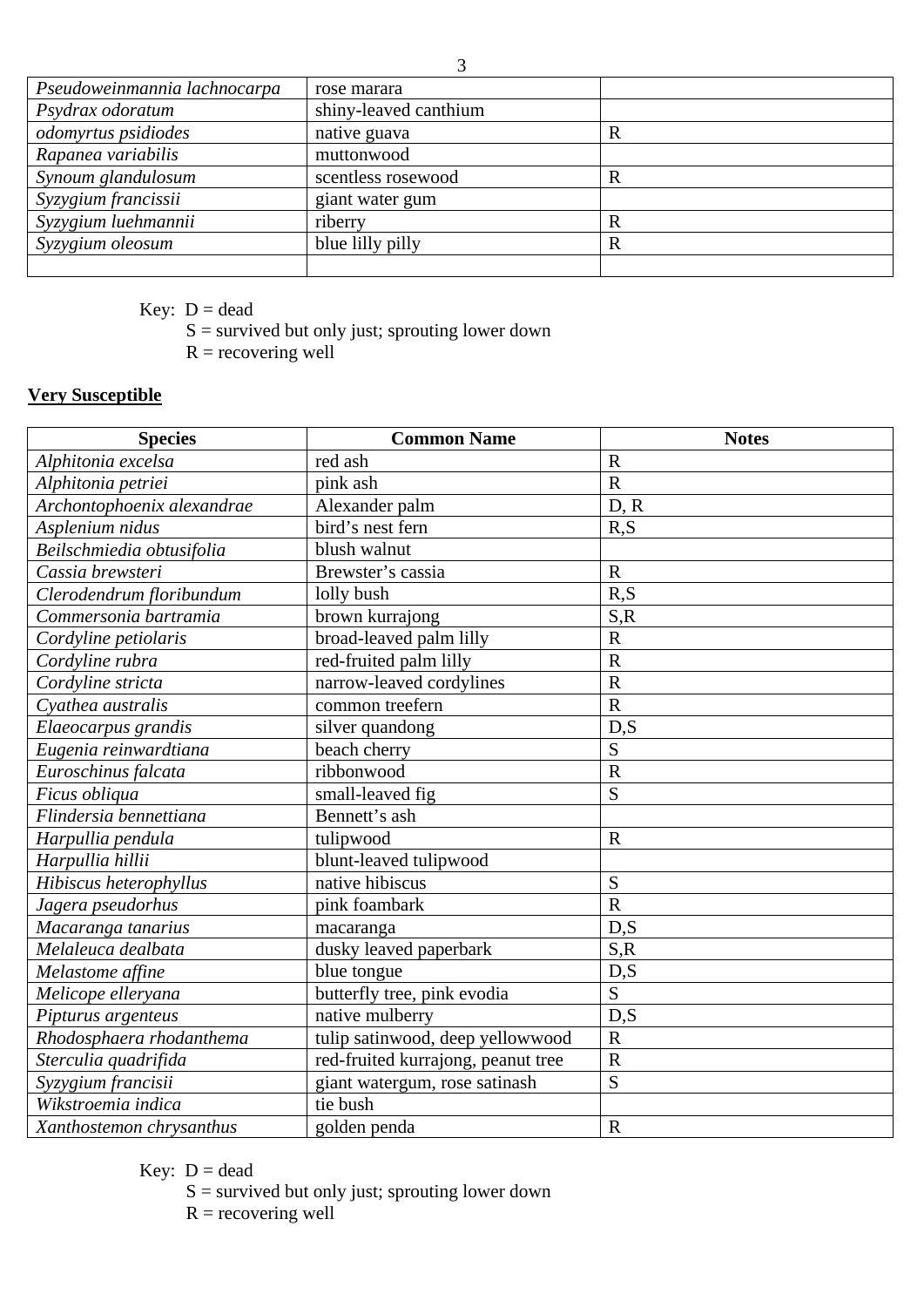| | | |
|---|---|---|
| *Pseudoweinmannia lachnocarpa* | rose marara | |
| *Psydrax odoratum* | shiny-leaved canthium | |
| *odomyrtus psidiodes* | native guava | R |
| *Rapanea variabilis* | muttonwood | |
| *Synoum glandulosum* | scentless rosewood | R |
| *Syzygium francissii* | giant water gum | |
| *Syzygium luehmannii* | riberry | R |
| *Syzygium oleosum* | blue lilly pilly | R |
| | | |

Key: D = dead
S = survived but only just; sprouting lower down
R = recovering well

**Very Susceptible**

| Species | Common Name | Notes |
|---|---|---|
| *Alphitonia excelsa* | red ash | R |
| *Alphitonia petriei* | pink ash | R |
| *Archontophoenix alexandrae* | Alexander palm | D, R |
| *Asplenium nidus* | bird's nest fern | R,S |
| *Beilschmiedia obtusifolia* | blush walnut | |
| *Cassia brewsteri* | Brewster's cassia | R |
| *Clerodendrum floribundum* | lolly bush | R,S |
| *Commersonia bartramia* | brown kurrajong | S,R |
| *Cordyline petiolaris* | broad-leaved palm lilly | R |
| *Cordyline rubra* | red-fruited palm lilly | R |
| *Cordyline stricta* | narrow-leaved cordylines | R |
| *Cyathea australis* | common treefern | R |
| *Elaeocarpus grandis* | silver quandong | D,S |
| *Eugenia reinwardtiana* | beach cherry | S |
| *Euroschinus falcata* | ribbonwood | R |
| *Ficus obliqua* | small-leaved fig | S |
| *Flindersia bennettiana* | Bennett's ash | |
| *Harpullia pendula* | tulipwood | R |
| *Harpullia hillii* | blunt-leaved tulipwood | |
| *Hibiscus heterophyllus* | native hibiscus | S |
| *Jagera pseudorhus* | pink foambark | R |
| *Macaranga tanarius* | macaranga | D,S |
| *Melaleuca dealbata* | dusky leaved paperbark | S,R |
| *Melastome affine* | blue tongue | D,S |
| *Melicope elleryana* | butterfly tree, pink evodia | S |
| *Pipturus argenteus* | native mulberry | D,S |
| *Rhodosphaera rhodanthema* | tulip satinwood, deep yellowwood | R |
| *Sterculia quadrifida* | red-fruited kurrajong, peanut tree | R |
| *Syzygium francisii* | giant watergum, rose satinash | S |
| *Wikstroemia indica* | tie bush | |
| *Xanthostemon chrysanthus* | golden penda | R |

Key: D = dead
S = survived but only just; sprouting lower down
R = recovering well